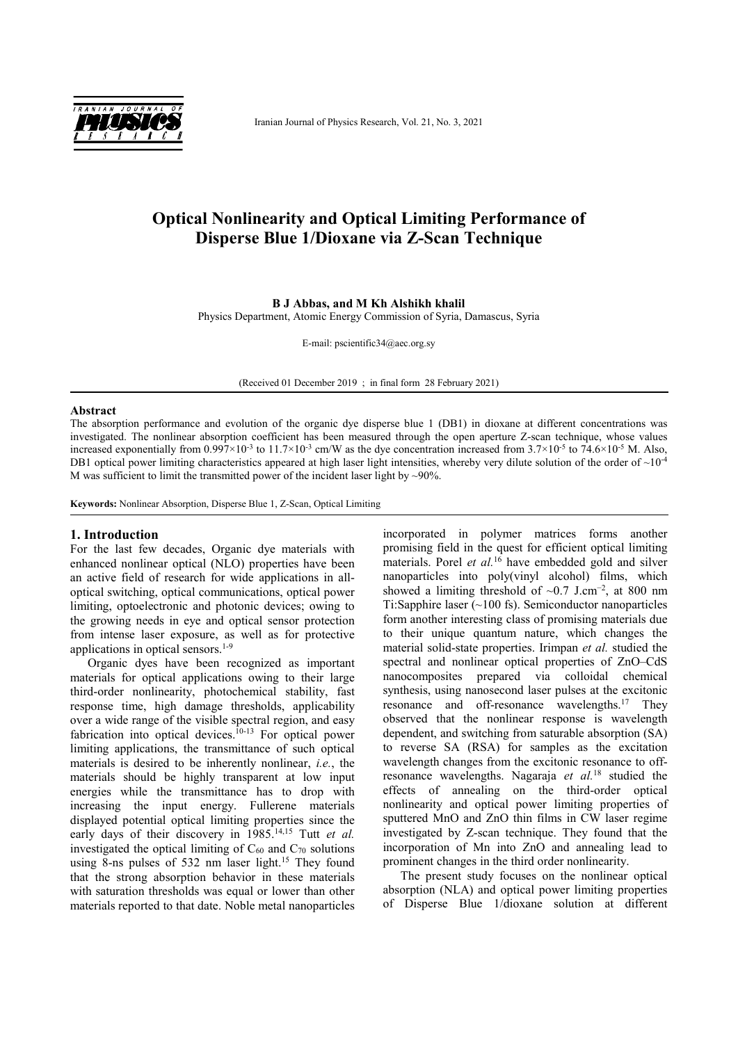# Optical Nonlinearity and Optical Limiting Performance of Disperse Blue 1/Dioxane via Z-Scan Technique

**B J Abbas, and M Kh Alshikh khalil**

Physics Department, Atomic Energy Commission of Syria, Damascus, Syria

E-mail: pscientific34@aec.org.sy

(Received 01 December 2019 ; in final form 28 February 2021)

## Abstract

The absorption performance and evolution of the organic dye disperse blue 1 (DB1) in dioxane at different concentrations was investigated. The nonlinear absorption coefficient has been measured through the open aperture Z-scan technique, whose values increased exponentially from $0.997\times10^{-3}$ to $11.7\times10^{-3}$ cm/W as the dye concentration increased from $3.7\times10^{-5}$ to $74.6\times10^{-5}$ M. Also, DB1 optical power limiting characteristics appeared at high laser light intensities, whereby very dilute solution of the order of $\sim10^{-4}$ M was sufficient to limit the transmitted power of the incident laser light by ~90%.

**Keywords:** Nonlinear Absorption, Disperse Blue 1, Z-Scan, Optical Limiting

## 1. Introduction

For the last few decades, Organic dye materials with enhanced nonlinear optical (NLO) properties have been an active field of research for wide applications in all-optical switching, optical communications, optical power limiting, optoelectronic and photonic devices; owing to the growing needs in eye and optical sensor protection from intense laser exposure, as well as for protective applications in optical sensors.[1-9]

Organic dyes have been recognized as important materials for optical applications owing to their large third-order nonlinearity, photochemical stability, fast response time, high damage thresholds, applicability over a wide range of the visible spectral region, and easy fabrication into optical devices.[10-13] For optical power limiting applications, the transmittance of such optical materials is desired to be inherently nonlinear, *i.e.*, the materials should be highly transparent at low input energies while the transmittance has to drop with increasing the input energy. Fullerene materials displayed potential optical limiting properties since the early days of their discovery in 1985.[14,15] Tutt *et al.* investigated the optical limiting of $C_{60}$ and $C_{70}$ solutions using 8-ns pulses of 532 nm laser light.[15] They found that the strong absorption behavior in these materials with saturation thresholds was equal or lower than other materials reported to that date. Noble metal nanoparticles incorporated in polymer matrices forms another promising field in the quest for efficient optical limiting materials. Porel *et al.*[16] have embedded gold and silver nanoparticles into poly(vinyl alcohol) films, which showed a limiting threshold of ~0.7 J.cm$^{-2}$, at 800 nm Ti:Sapphire laser (~100 fs). Semiconductor nanoparticles form another interesting class of promising materials due to their unique quantum nature, which changes the material solid-state properties. Irimpan *et al.* studied the spectral and nonlinear optical properties of ZnO–CdS nanocomposites prepared via colloidal chemical synthesis, using nanosecond laser pulses at the excitonic resonance and off-resonance wavelengths.[17] They observed that the nonlinear response is wavelength dependent, and switching from saturable absorption (SA) to reverse SA (RSA) for samples as the excitation wavelength changes from the excitonic resonance to off-resonance wavelengths. Nagaraja *et al.*[18] studied the effects of annealing on the third-order optical nonlinearity and optical power limiting properties of sputtered MnO and ZnO thin films in CW laser regime investigated by Z-scan technique. They found that the incorporation of Mn into ZnO and annealing lead to prominent changes in the third order nonlinearity.

The present study focuses on the nonlinear optical absorption (NLA) and optical power limiting properties of Disperse Blue 1/dioxane solution at different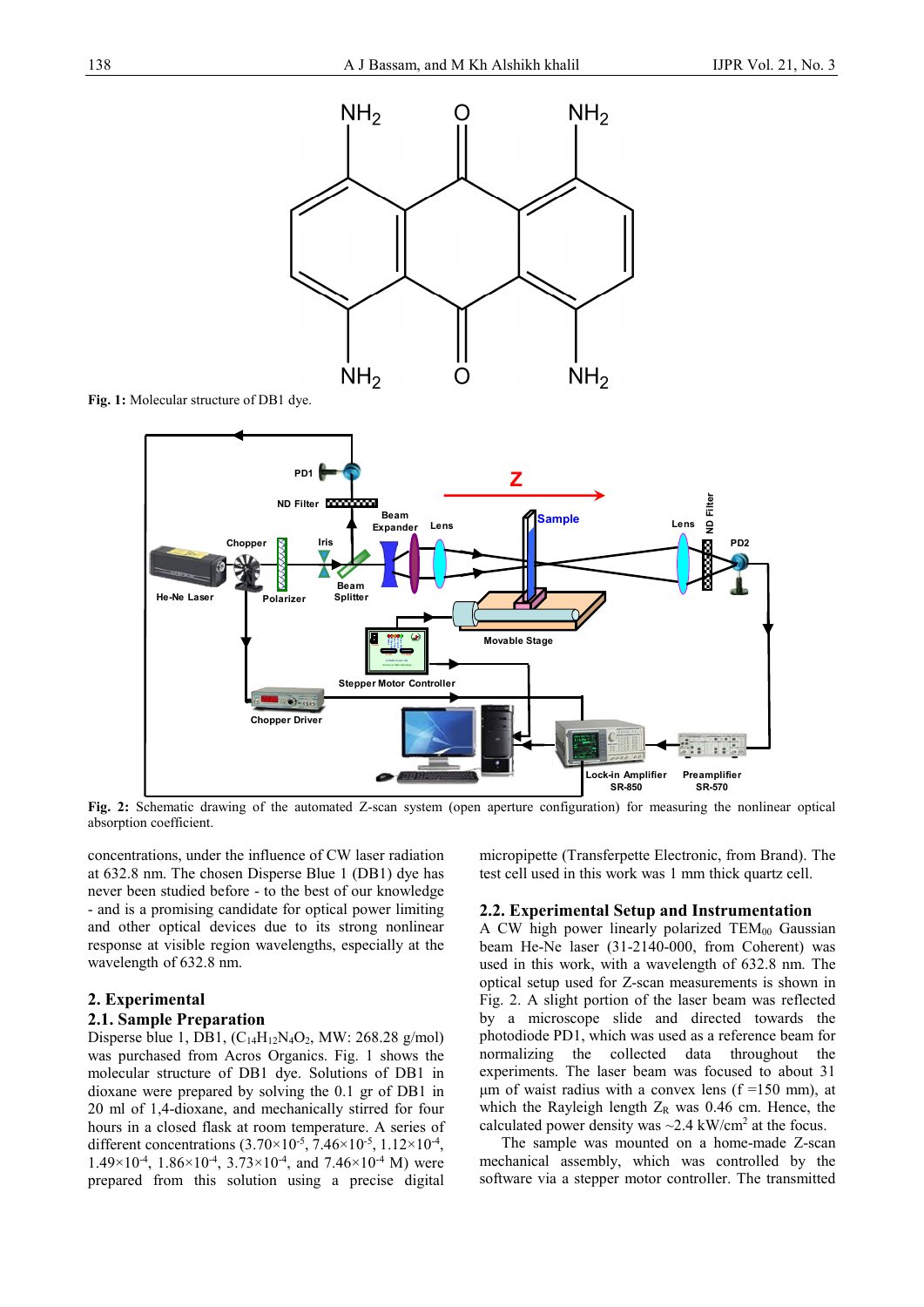Fig. 1: Molecular structure of DB1 dye.

Fig. 2: Schematic drawing of the automated Z-scan system (open aperture configuration) for measuring the nonlinear optical absorption coefficient.

concentrations, under the influence of CW laser radiation at 632.8 nm. The chosen Disperse Blue 1 (DB1) dye has never been studied before - to the best of our knowledge - and is a promising candidate for optical power limiting and other optical devices due to its strong nonlinear response at visible region wavelengths, especially at the wavelength of 632.8 nm.

## 2. Experimental

### 2.1. Sample Preparation

Disperse blue 1, DB1, ($C_{14}H_{12}N_4O_2$, MW: 268.28 g/mol) was purchased from Acros Organics. Fig. 1 shows the molecular structure of DB1 dye. Solutions of DB1 in dioxane were prepared by solving the 0.1 gr of DB1 in 20 ml of 1,4-dioxane, and mechanically stirred for four hours in a closed flask at room temperature. A series of different concentrations ($3.70\times10^{-5}$, $7.46\times10^{-5}$, $1.12\times10^{-4}$, $1.49\times10^{-4}$, $1.86\times10^{-4}$, $3.73\times10^{-4}$, and $7.46\times10^{-4}$ M) were prepared from this solution using a precise digital micropipette (Transferpette Electronic, from Brand). The test cell used in this work was 1 mm thick quartz cell.

### 2.2. Experimental Setup and Instrumentation

A CW high power linearly polarized $TEM_{00}$ Gaussian beam He-Ne laser (31-2140-000, from Coherent) was used in this work, with a wavelength of 632.8 nm. The optical setup used for Z-scan measurements is shown in Fig. 2. A slight portion of the laser beam was reflected by a microscope slide and directed towards the photodiode PD1, which was used as a reference beam for normalizing the collected data throughout the experiments. The laser beam was focused to about 31 µm of waist radius with a convex lens (f =150 mm), at which the Rayleigh length $Z_R$ was 0.46 cm. Hence, the calculated power density was ~2.4 kW/cm$^2$ at the focus.

The sample was mounted on a home-made Z-scan mechanical assembly, which was controlled by the software via a stepper motor controller. The transmitted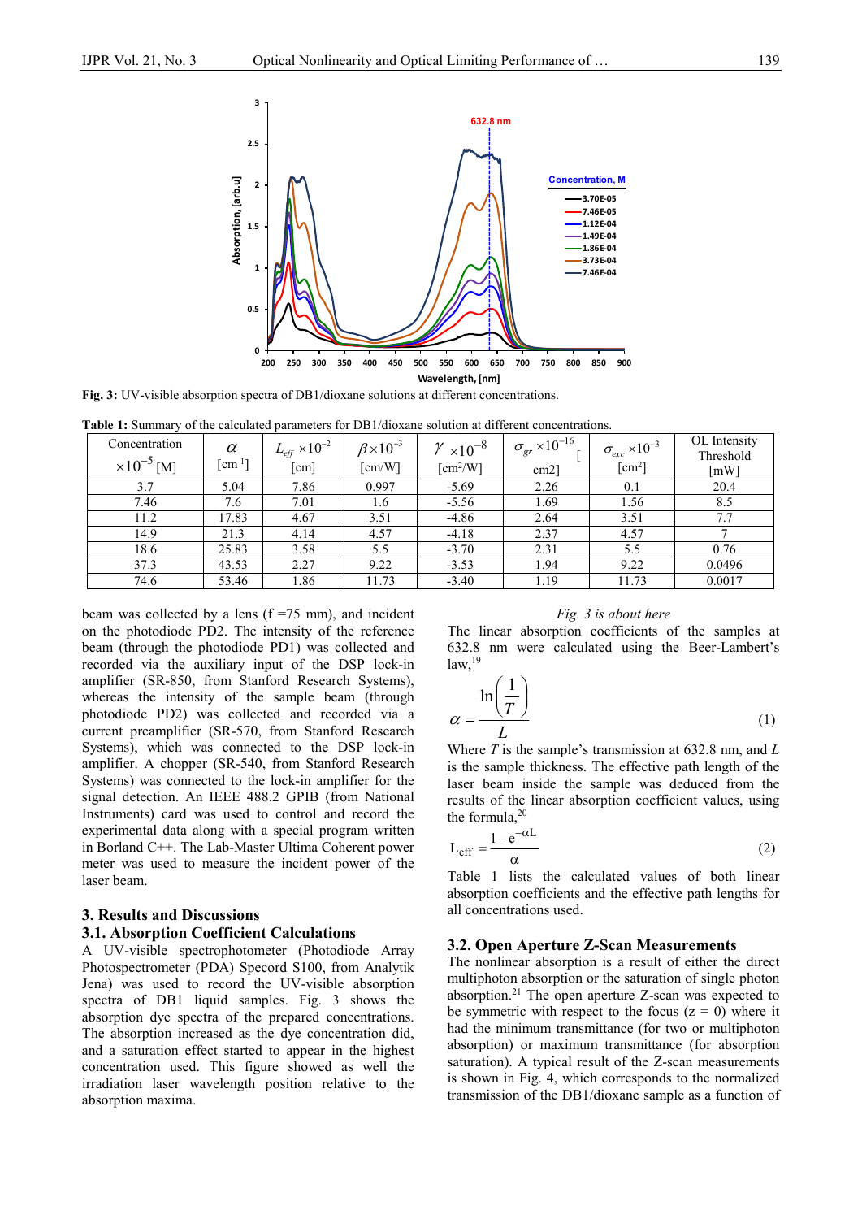Fig. 3: UV-visible absorption spectra of DB1/dioxane solutions at different concentrations.

**Table 1:** Summary of the calculated parameters for DB1/dioxane solution at different concentrations.

| Concentration $\times 10^{-5}$ [M] | $\alpha$ [cm$^{-1}$] | $L_{eff} \times 10^{-2}$ [cm] | $\beta \times 10^{-3}$ [cm/W] | $\gamma \times 10^{-8}$ [cm$^2$/W] | $\sigma_{gr} \times 10^{-16}$ [cm2] | $\sigma_{exc} \times 10^{-3}$ [cm$^2$] | OL Intensity Threshold [mW] |
|---|---|---|---|---|---|---|---|
| 3.7 | 5.04 | 7.86 | 0.997 | -5.69 | 2.26 | 0.1 | 20.4 |
| 7.46 | 7.6 | 7.01 | 1.6 | -5.56 | 1.69 | 1.56 | 8.5 |
| 11.2 | 17.83 | 4.67 | 3.51 | -4.86 | 2.64 | 3.51 | 7.7 |
| 14.9 | 21.3 | 4.14 | 4.57 | -4.18 | 2.37 | 4.57 | 7 |
| 18.6 | 25.83 | 3.58 | 5.5 | -3.70 | 2.31 | 5.5 | 0.76 |
| 37.3 | 43.53 | 2.27 | 9.22 | -3.53 | 1.94 | 9.22 | 0.0496 |
| 74.6 | 53.46 | 1.86 | 11.73 | -3.40 | 1.19 | 11.73 | 0.0017 |

beam was collected by a lens (f =75 mm), and incident on the photodiode PD2. The intensity of the reference beam (through the photodiode PD1) was collected and recorded via the auxiliary input of the DSP lock-in amplifier (SR-850, from Stanford Research Systems), whereas the intensity of the sample beam (through photodiode PD2) was collected and recorded via a current preamplifier (SR-570, from Stanford Research Systems), which was connected to the DSP lock-in amplifier. A chopper (SR-540, from Stanford Research Systems) was connected to the lock-in amplifier for the signal detection. An IEEE 488.2 GPIB (from National Instruments) card was used to control and record the experimental data along with a special program written in Borland C++. The Lab-Master Ultima Coherent power meter was used to measure the incident power of the laser beam.

## 3. Results and Discussions

### 3.1. Absorption Coefficient Calculations

A UV-visible spectrophotometer (Photodiode Array Photospectrometer (PDA) Specord S100, from Analytik Jena) was used to record the UV-visible absorption spectra of DB1 liquid samples. Fig. 3 shows the absorption dye spectra of the prepared concentrations. The absorption increased as the dye concentration did, and a saturation effect started to appear in the highest concentration used. This figure showed as well the irradiation laser wavelength position relative to the absorption maxima.

*Fig. 3 is about here*

The linear absorption coefficients of the samples at 632.8 nm were calculated using the Beer-Lambert's law,[19]

$$\alpha = \frac{\ln\left(\frac{1}{T}\right)}{L} \tag{1}$$

Where $T$ is the sample's transmission at 632.8 nm, and $L$ is the sample thickness. The effective path length of the laser beam inside the sample was deduced from the results of the linear absorption coefficient values, using the formula,[20]

$$L_{eff} = \frac{1 - e^{-\alpha L}}{\alpha} \tag{2}$$

Table 1 lists the calculated values of both linear absorption coefficients and the effective path lengths for all concentrations used.

### 3.2. Open Aperture Z-Scan Measurements

The nonlinear absorption is a result of either the direct multiphoton absorption or the saturation of single photon absorption.[21] The open aperture Z-scan was expected to be symmetric with respect to the focus (z = 0) where it had the minimum transmittance (for two or multiphoton absorption) or maximum transmittance (for absorption saturation). A typical result of the Z-scan measurements is shown in Fig. 4, which corresponds to the normalized transmission of the DB1/dioxane sample as a function of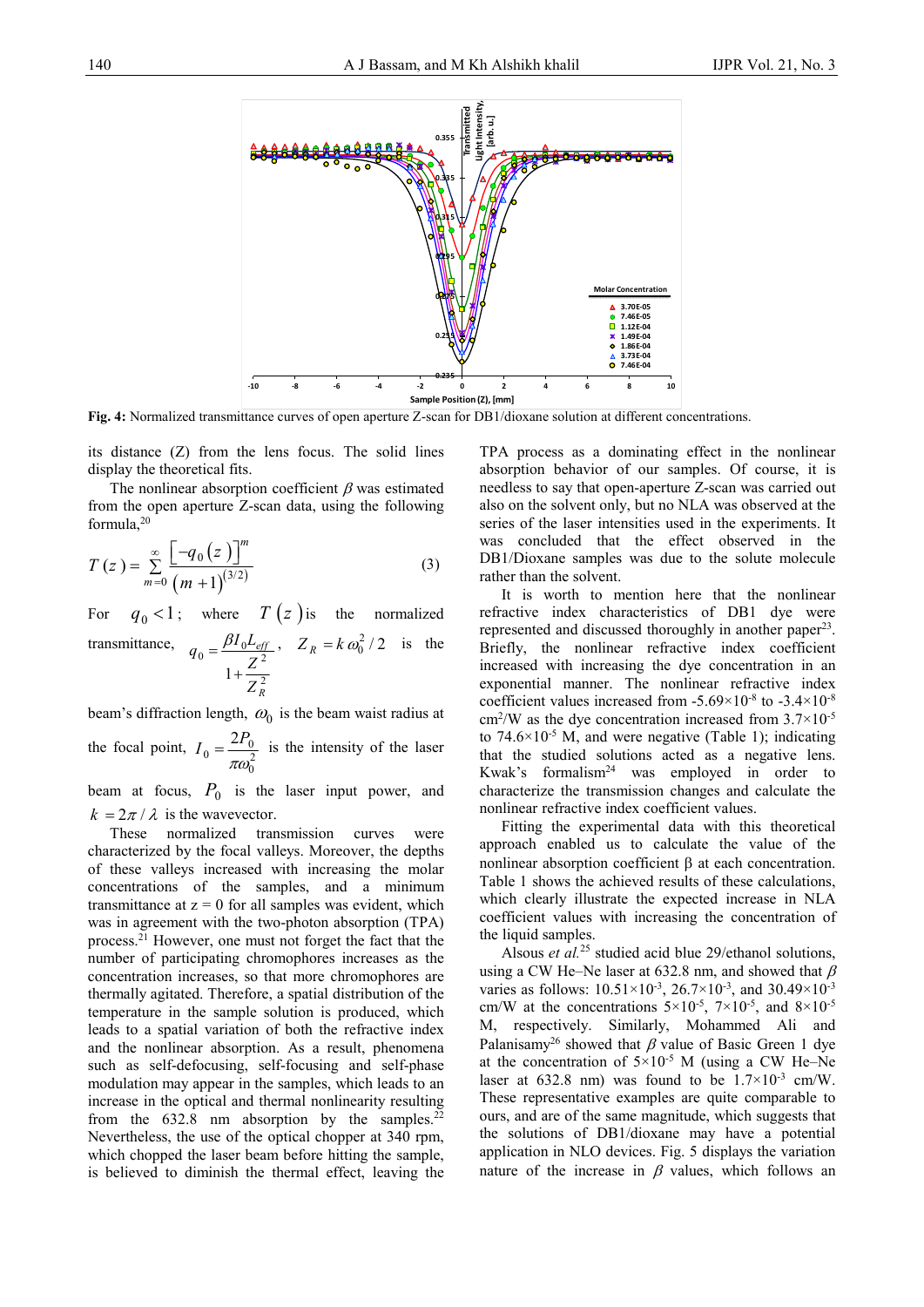**Fig. 4:** Normalized transmittance curves of open aperture Z-scan for DB1/dioxane solution at different concentrations.

its distance (Z) from the lens focus. The solid lines display the theoretical fits.

The nonlinear absorption coefficient $\beta$ was estimated from the open aperture Z-scan data, using the following formula,[20]

$$T(z) = \sum_{m=0}^{\infty} \frac{\left[-q_0(z)\right]^m}{(m+1)^{(3/2)}} \tag{3}$$

For $q_0 < 1$; where $T(z)$ is the normalized transmittance, $q_0 = \dfrac{\beta I_0 L_{eff}}{1+\dfrac{Z^2}{Z_R^2}}$, $Z_R = k\omega_0^2/2$ is the beam's diffraction length, $\omega_0$ is the beam waist radius at the focal point, $I_0 = \dfrac{2P_0}{\pi\omega_0^2}$ is the intensity of the laser beam at focus, $P_0$ is the laser input power, and $k = 2\pi/\lambda$ is the wavevector.

These normalized transmission curves were characterized by the focal valleys. Moreover, the depths of these valleys increased with increasing the molar concentrations of the samples, and a minimum transmittance at z = 0 for all samples was evident, which was in agreement with the two-photon absorption (TPA) process.[21] However, one must not forget the fact that the number of participating chromophores increases as the concentration increases, so that more chromophores are thermally agitated. Therefore, a spatial distribution of the temperature in the sample solution is produced, which leads to a spatial variation of both the refractive index and the nonlinear absorption. As a result, phenomena such as self-defocusing, self-focusing and self-phase modulation may appear in the samples, which leads to an increase in the optical and thermal nonlinearity resulting from the 632.8 nm absorption by the samples.[22] Nevertheless, the use of the optical chopper at 340 rpm, which chopped the laser beam before hitting the sample, is believed to diminish the thermal effect, leaving the TPA process as a dominating effect in the nonlinear absorption behavior of our samples. Of course, it is needless to say that open-aperture Z-scan was carried out also on the solvent only, but no NLA was observed at the series of the laser intensities used in the experiments. It was concluded that the effect observed in the DB1/Dioxane samples was due to the solute molecule rather than the solvent.

It is worth to mention here that the nonlinear refractive index characteristics of DB1 dye were represented and discussed thoroughly in another paper[23]. Briefly, the nonlinear refractive index coefficient increased with increasing the dye concentration in an exponential manner. The nonlinear refractive index coefficient values increased from $-5.69\times10^{-8}$ to $-3.4\times10^{-8}$ $cm^2/W$ as the dye concentration increased from $3.7\times10^{-5}$ to $74.6\times10^{-5}$ M, and were negative (Table 1); indicating that the studied solutions acted as a negative lens. Kwak's formalism[24] was employed in order to characterize the transmission changes and calculate the nonlinear refractive index coefficient values.

Fitting the experimental data with this theoretical approach enabled us to calculate the value of the nonlinear absorption coefficient β at each concentration. Table 1 shows the achieved results of these calculations, which clearly illustrate the expected increase in NLA coefficient values with increasing the concentration of the liquid samples.

Alsous *et al.*[25] studied acid blue 29/ethanol solutions, using a CW He–Ne laser at 632.8 nm, and showed that $\beta$ varies as follows: $10.51\times10^{-3}$, $26.7\times10^{-3}$, and $30.49\times10^{-3}$ cm/W at the concentrations $5\times10^{-5}$, $7\times10^{-5}$, and $8\times10^{-5}$ M, respectively. Similarly, Mohammed Ali and Palanisamy[26] showed that $\beta$ value of Basic Green 1 dye at the concentration of $5\times10^{-5}$ M (using a CW He–Ne laser at 632.8 nm) was found to be $1.7\times10^{-3}$ cm/W. These representative examples are quite comparable to ours, and are of the same magnitude, which suggests that the solutions of DB1/dioxane may have a potential application in NLO devices. Fig. 5 displays the variation nature of the increase in $\beta$ values, which follows an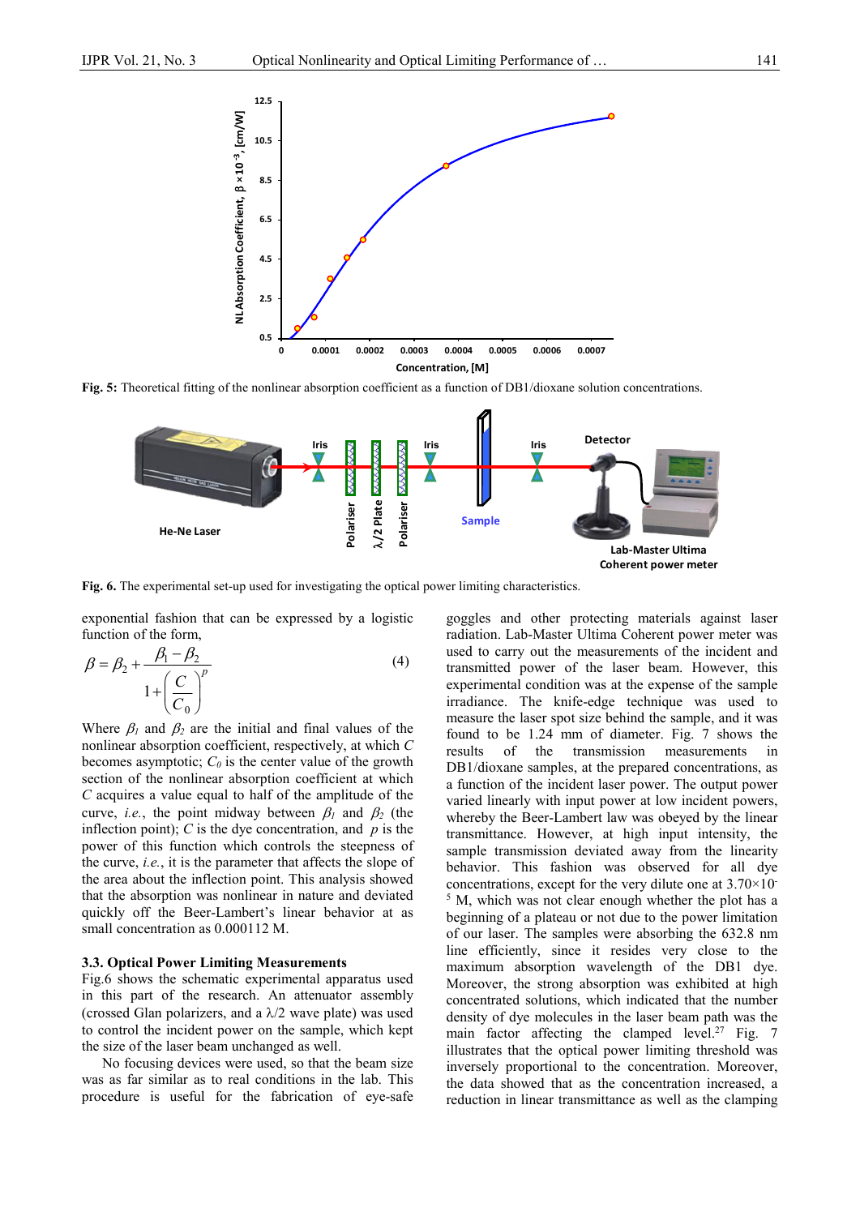Fig. 5: Theoretical fitting of the nonlinear absorption coefficient as a function of DB1/dioxane solution concentrations.

Fig. 6. The experimental set-up used for investigating the optical power limiting characteristics.

exponential fashion that can be expressed by a logistic function of the form,

$$\beta = \beta_2 + \frac{\beta_1 - \beta_2}{1 + \left(\frac{C}{C_0}\right)^p} \tag{4}$$

Where $\beta_1$ and $\beta_2$ are the initial and final values of the nonlinear absorption coefficient, respectively, at which $C$ becomes asymptotic; $C_0$ is the center value of the growth section of the nonlinear absorption coefficient at which $C$ acquires a value equal to half of the amplitude of the curve, *i.e.*, the point midway between $\beta_1$ and $\beta_2$ (the inflection point); $C$ is the dye concentration, and $p$ is the power of this function which controls the steepness of the curve, *i.e.*, it is the parameter that affects the slope of the area about the inflection point. This analysis showed that the absorption was nonlinear in nature and deviated quickly off the Beer-Lambert's linear behavior at as small concentration as 0.000112 M.

### 3.3. Optical Power Limiting Measurements

Fig.6 shows the schematic experimental apparatus used in this part of the research. An attenuator assembly (crossed Glan polarizers, and a λ/2 wave plate) was used to control the incident power on the sample, which kept the size of the laser beam unchanged as well.

No focusing devices were used, so that the beam size was as far similar as to real conditions in the lab. This procedure is useful for the fabrication of eye-safe goggles and other protecting materials against laser radiation. Lab-Master Ultima Coherent power meter was used to carry out the measurements of the incident and transmitted power of the laser beam. However, this experimental condition was at the expense of the sample irradiance. The knife-edge technique was used to measure the laser spot size behind the sample, and it was found to be 1.24 mm of diameter. Fig. 7 shows the results of the transmission measurements in DB1/dioxane samples, at the prepared concentrations, as a function of the incident laser power. The output power varied linearly with input power at low incident powers, whereby the Beer-Lambert law was obeyed by the linear transmittance. However, at high input intensity, the sample transmission deviated away from the linearity behavior. This fashion was observed for all dye concentrations, except for the very dilute one at $3.70\times10^{-5}$ M, which was not clear enough whether the plot has a beginning of a plateau or not due to the power limitation of our laser. The samples were absorbing the 632.8 nm line efficiently, since it resides very close to the maximum absorption wavelength of the DB1 dye. Moreover, the strong absorption was exhibited at high concentrated solutions, which indicated that the number density of dye molecules in the laser beam path was the main factor affecting the clamped level.[27] Fig. 7 illustrates that the optical power limiting threshold was inversely proportional to the concentration. Moreover, the data showed that as the concentration increased, a reduction in linear transmittance as well as the clamping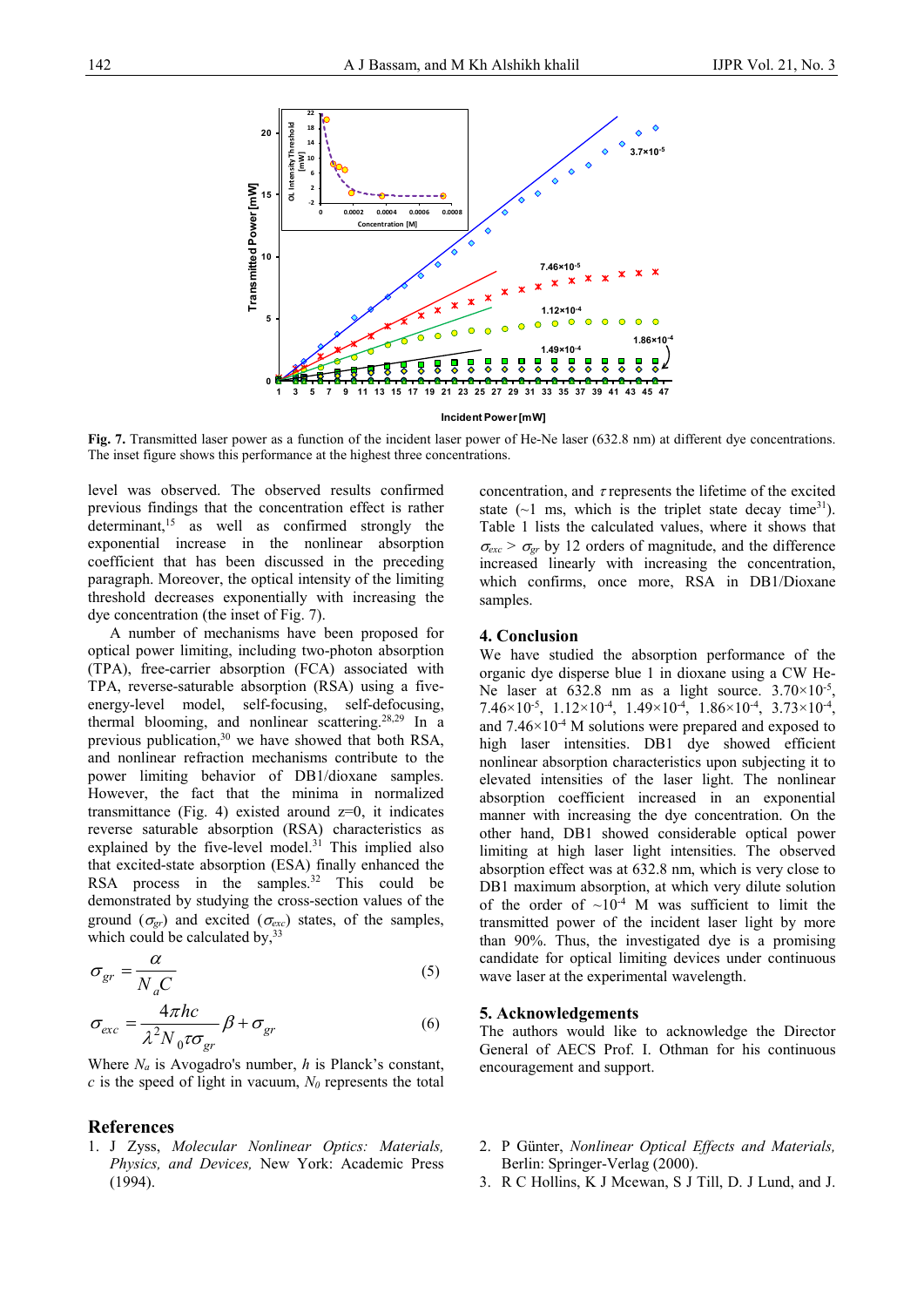**Fig. 7.** Transmitted laser power as a function of the incident laser power of He-Ne laser (632.8 nm) at different dye concentrations. The inset figure shows this performance at the highest three concentrations.

level was observed. The observed results confirmed previous findings that the concentration effect is rather determinant,[15] as well as confirmed strongly the exponential increase in the nonlinear absorption coefficient that has been discussed in the preceding paragraph. Moreover, the optical intensity of the limiting threshold decreases exponentially with increasing the dye concentration (the inset of Fig. 7).

A number of mechanisms have been proposed for optical power limiting, including two-photon absorption (TPA), free-carrier absorption (FCA) associated with TPA, reverse-saturable absorption (RSA) using a five-energy-level model, self-focusing, self-defocusing, thermal blooming, and nonlinear scattering.[28,29] In a previous publication,[30] we have showed that both RSA, and nonlinear refraction mechanisms contribute to the power limiting behavior of DB1/dioxane samples. However, the fact that the minima in normalized transmittance (Fig. 4) existed around z=0, it indicates reverse saturable absorption (RSA) characteristics as explained by the five-level model.[31] This implied also that excited-state absorption (ESA) finally enhanced the RSA process in the samples.[32] This could be demonstrated by studying the cross-section values of the ground ($\sigma_{gr}$) and excited ($\sigma_{exc}$) states, of the samples, which could be calculated by,[33]

$$\sigma_{gr} = \frac{\alpha}{N_a C} \tag{5}$$

$$\sigma_{exc} = \frac{4\pi hc}{\lambda^2 N_0 \tau \sigma_{gr}} \beta + \sigma_{gr} \tag{6}$$

Where $N_a$ is Avogadro's number, $h$ is Planck's constant, $c$ is the speed of light in vacuum, $N_0$ represents the total concentration, and $\tau$ represents the lifetime of the excited state (~1 ms, which is the triplet state decay time[31]). Table 1 lists the calculated values, where it shows that $\sigma_{exc} > \sigma_{gr}$ by 12 orders of magnitude, and the difference increased linearly with increasing the concentration, which confirms, once more, RSA in DB1/Dioxane samples.

## 4. Conclusion

We have studied the absorption performance of the organic dye disperse blue 1 in dioxane using a CW He-Ne laser at 632.8 nm as a light source. $3.70\times10^{-5}$, $7.46\times10^{-5}$, $1.12\times10^{-4}$, $1.49\times10^{-4}$, $1.86\times10^{-4}$, $3.73\times10^{-4}$, and $7.46\times10^{-4}$ M solutions were prepared and exposed to high laser intensities. DB1 dye showed efficient nonlinear absorption characteristics upon subjecting it to elevated intensities of the laser light. The nonlinear absorption coefficient increased in an exponential manner with increasing the dye concentration. On the other hand, DB1 showed considerable optical power limiting at high laser light intensities. The observed absorption effect was at 632.8 nm, which is very close to DB1 maximum absorption, at which very dilute solution of the order of ~$10^{-4}$ M was sufficient to limit the transmitted power of the incident laser light by more than 90%. Thus, the investigated dye is a promising candidate for optical limiting devices under continuous wave laser at the experimental wavelength.

## 5. Acknowledgements

The authors would like to acknowledge the Director General of AECS Prof. I. Othman for his continuous encouragement and support.

## References

1. J Zyss, *Molecular Nonlinear Optics: Materials, Physics, and Devices,* New York: Academic Press (1994).
2. P Günter, *Nonlinear Optical Effects and Materials,* Berlin: Springer-Verlag (2000).
3. R C Hollins, K J Mcewan, S J Till, D. J Lund, and J.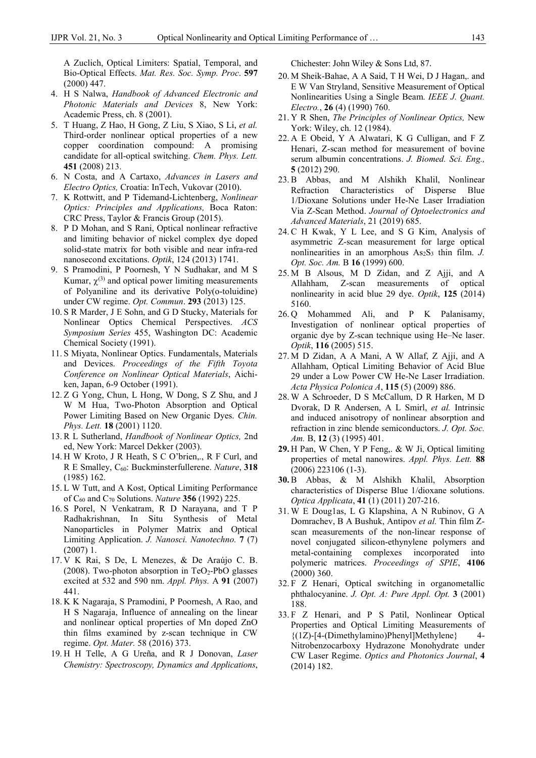A Zuclich, Optical Limiters: Spatial, Temporal, and Bio-Optical Effects. *Mat. Res. Soc. Symp. Proc*. **597** (2000) 447.

4. H S Nalwa, *Handbook of Advanced Electronic and Photonic Materials and Devices* 8, New York: Academic Press, ch. 8 (2001).
5. T Huang, Z Hao, H Gong, Z Liu, S Xiao, S Li, *et al.* Third-order nonlinear optical properties of a new copper coordination compound: A promising candidate for all-optical switching. *Chem. Phys. Lett.* **451** (2008) 213.
6. N Costa, and A Cartaxo, *Advances in Lasers and Electro Optics,* Croatia: InTech, Vukovar (2010).
7. K Rottwitt, and P Tidemand-Lichtenberg, *Nonlinear Optics: Principles and Applications,* Boca Raton: CRC Press, Taylor & Francis Group (2015).
8. P D Mohan, and S Rani, Optical nonlinear refractive and limiting behavior of nickel complex dye doped solid-state matrix for both visible and near infra-red nanosecond excitations. *Optik*, 124 (2013) 1741.
9. S Pramodini, P Poornesh, Y N Sudhakar, and M S Kumar, $\chi^{(3)}$ and optical power limiting measurements of Polyaniline and its derivative Poly(o-toluidine) under CW regime. *Opt. Commun*. **293** (2013) 125.
10. S R Marder, J E Sohn, and G D Stucky, Materials for Nonlinear Optics Chemical Perspectives. *ACS Symposium Series* 455, Washington DC: Academic Chemical Society (1991).
11. S Miyata, Nonlinear Optics. Fundamentals, Materials and Devices. *Proceedings of the Fifth Toyota Conference on Nonlinear Optical Materials*, Aichi-ken, Japan, 6-9 October (1991).
12. Z G Yong, Chun, L Hong, W Dong, S Z Shu, and J W M Hua, Two-Photon Absorption and Optical Power Limiting Based on New Organic Dyes. *Chin. Phys. Lett.* **18** (2001) 1120.
13. R L Sutherland, *Handbook of Nonlinear Optics,* 2nd ed, New York: Marcel Dekker (2003).
14. H W Kroto, J R Heath, S C O'brien,., R F Curl, and R E Smalley, $C_{60}$: Buckminsterfullerene. *Nature*, **318** (1985) 162.
15. L W Tutt, and A Kost, Optical Limiting Performance of $C_{60}$ and $C_{70}$ Solutions. *Nature* **356** (1992) 225.
16. S Porel, N Venkatram, R D Narayana, and T P Radhakrishnan, In Situ Synthesis of Metal Nanoparticles in Polymer Matrix and Optical Limiting Application. *J. Nanosci. Nanotechno.* **7** (7) (2007) 1.
17. V K Rai, S De, L Menezes, & De Araújo C. B. (2008). Two-photon absorption in $TeO_2$-PbO glasses excited at 532 and 590 nm. *Appl. Phys.* A **91** (2007) 441.
18. K K Nagaraja, S Pramodini, P Poornesh, A Rao, and H S Nagaraja, Influence of annealing on the linear and nonlinear optical properties of Mn doped ZnO thin films examined by z-scan technique in CW regime. *Opt. Mater.* 58 (2016) 373.
19. H H Telle, A G Ureña, and R J Donovan, *Laser Chemistry: Spectroscopy, Dynamics and Applications*, Chichester: John Wiley & Sons Ltd, 87.
20. M Sheik-Bahae, A A Said, T H Wei, D J Hagan,. and E W Van Stryland, Sensitive Measurement of Optical Nonlinearities Using a Single Beam. *IEEE J. Quant. Electro.*, **26** (4) (1990) 760.
21. Y R Shen, *The Principles of Nonlinear Optics,* New York: Wiley, ch. 12 (1984).
22. A E Obeid, Y A Alwatari, K G Culligan, and F Z Henari, Z-scan method for measurement of bovine serum albumin concentrations. *J. Biomed. Sci. Eng.,* **5** (2012) 290.
23. B Abbas, and M Alshikh Khalil, Nonlinear Refraction Characteristics of Disperse Blue 1/Dioxane Solutions under He-Ne Laser Irradiation Via Z-Scan Method. *Journal of Optoelectronics and Advanced Materials*, 21 (2019) 685.
24. C H Kwak, Y L Lee, and S G Kim, Analysis of asymmetric Z-scan measurement for large optical nonlinearities in an amorphous $As_2S_3$ thin film. *J. Opt. Soc. Am.* B **16** (1999) 600.
25. M B Alsous, M D Zidan, and Z Ajji, and A Allahham, Z-scan measurements of optical nonlinearity in acid blue 29 dye. *Optik*, **125** (2014) 5160.
26. Q Mohammed Ali, and P K Palanisamy, Investigation of nonlinear optical properties of organic dye by Z-scan technique using He–Ne laser. *Optik*, **116** (2005) 515.
27. M D Zidan, A A Mani, A W Allaf, Z Ajji, and A Allahham, Optical Limiting Behavior of Acid Blue 29 under a Low Power CW He-Ne Laser Irradiation. *Acta Physica Polonica A*, **115** (5) (2009) 886.
28. W A Schroeder, D S McCallum, D R Harken, M D Dvorak, D R Andersen, A L Smirl, *et al.* Intrinsic and induced anisotropy of nonlinear absorption and refraction in zinc blende semiconductors. *J. Opt. Soc. Am.* B, **12** (3) (1995) 401.
29. H Pan, W Chen, Y P Feng,. & W Ji, Optical limiting properties of metal nanowires. *Appl. Phys. Lett.* **88** (2006) 223106 (1-3).
30. B Abbas, & M Alshikh Khalil, Absorption characteristics of Disperse Blue 1/dioxane solutions. *Optica Applicata*, **41** (1) (2011) 207-216.
31. W E Doug1as, L G Klapshina, A N Rubinov, G A Domrachev, B A Bushuk, Antipov *et al.* Thin film Z-scan measurements of the non-linear response of novel conjugated silicon-ethynylene polymers and metal-containing complexes incorporated into polymeric matrices. *Proceedings of SPIE*, **4106** (2000) 360.
32. F Z Henari, Optical switching in organometallic phthalocyanine. *J. Opt. A: Pure Appl. Opt.* **3** (2001) 188.
33. F Z Henari, and P S Patil, Nonlinear Optical Properties and Optical Limiting Measurements of {(1Z)-[4-(Dimethylamino)Phenyl]Methylene} 4-Nitrobenzocarboxy Hydrazone Monohydrate under CW Laser Regime. *Optics and Photonics Journal*, **4** (2014) 182.